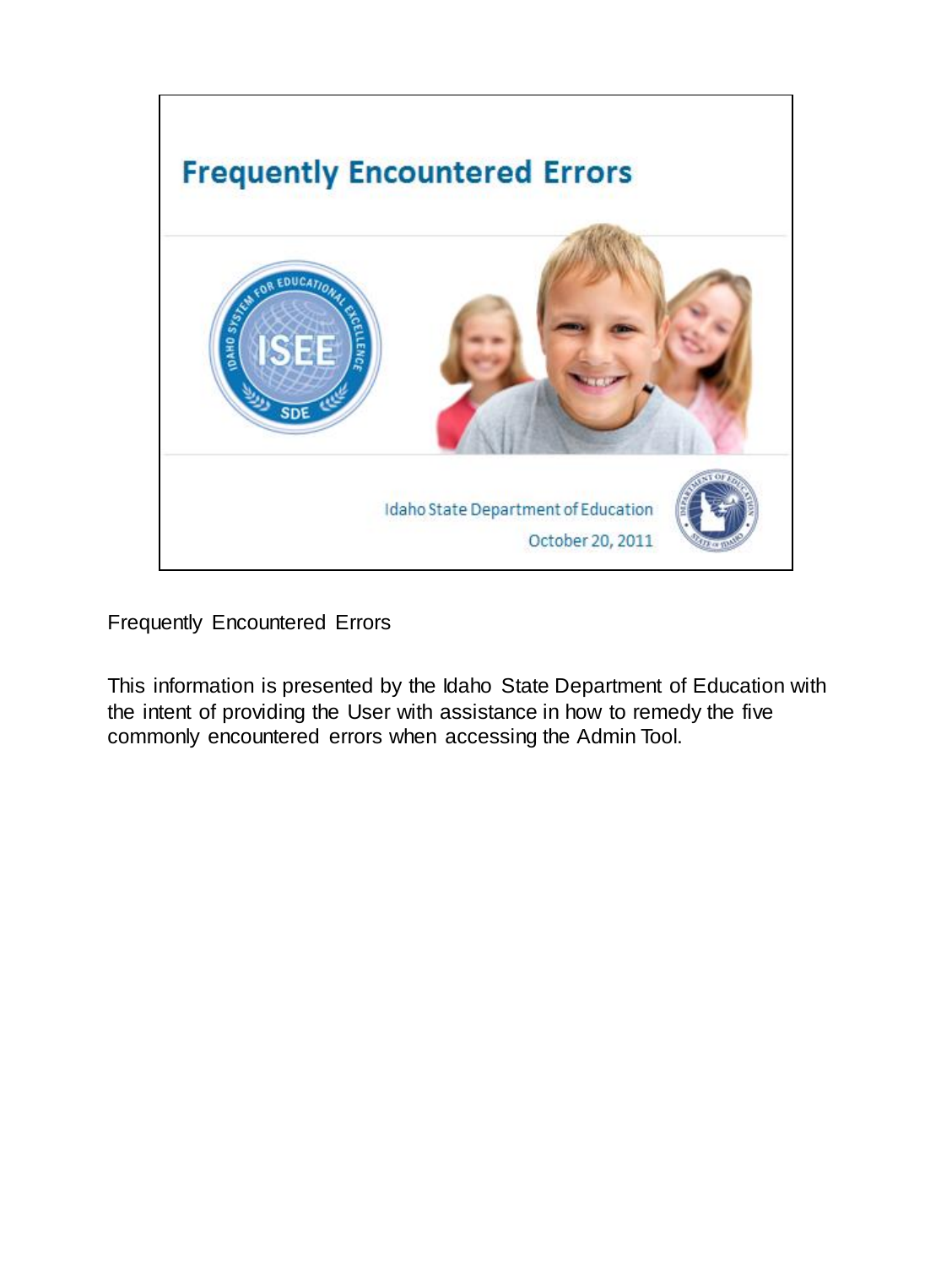# Frequently Encountered Errors

Idaho State Department of Education

October 20, 2011

Frequently Encountered Errors

This information is presented by the Idaho State Department of Education with the intent of providing the User with assistance in how to remedy the five commonly encountered errors when accessing the Admin Tool.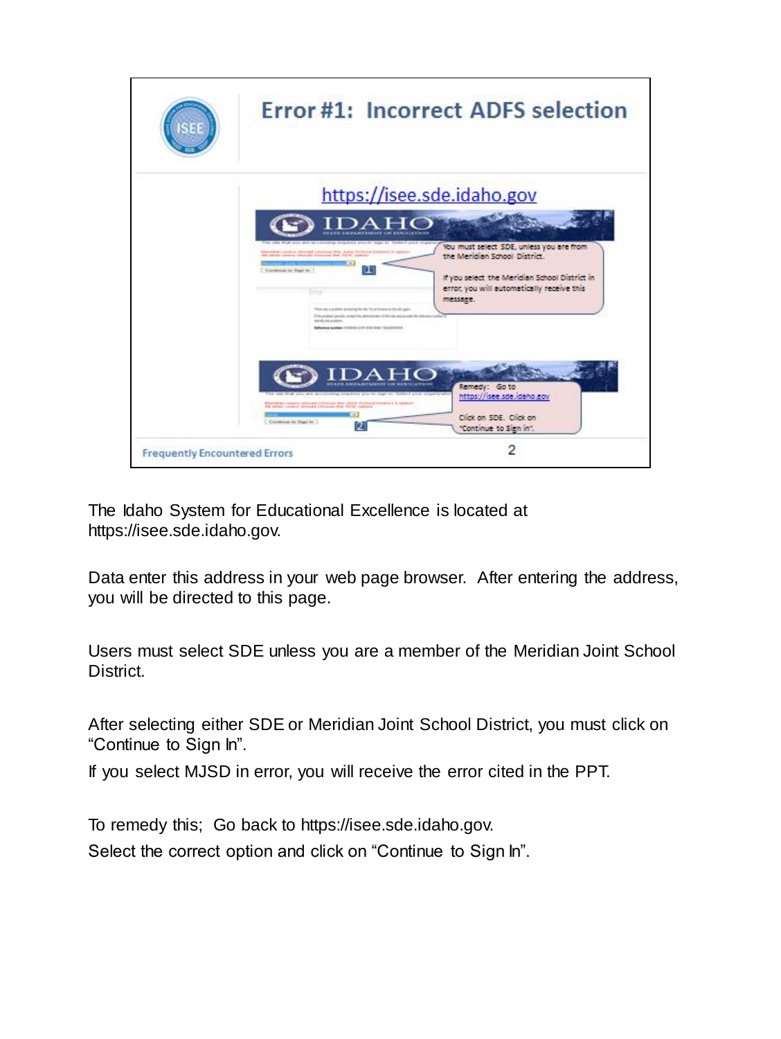## Error #1: Incorrect ADFS selection

https://isee.sde.idaho.gov

You must select SDE, unless you are from the Meridian School District.

If you select the Meridian School District in error, you will automatically receive this message.

Remedy: Go to https://isee.sde.idaho.gov

Click on SDE. Click on "Continue to Sign in".

Frequently Encountered Errors

The Idaho System for Educational Excellence is located at https://isee.sde.idaho.gov.

Data enter this address in your web page browser. After entering the address, you will be directed to this page.

Users must select SDE unless you are a member of the Meridian Joint School District.

After selecting either SDE or Meridian Joint School District, you must click on "Continue to Sign In".

If you select MJSD in error, you will receive the error cited in the PPT.

To remedy this; Go back to https://isee.sde.idaho.gov.

Select the correct option and click on "Continue to Sign In".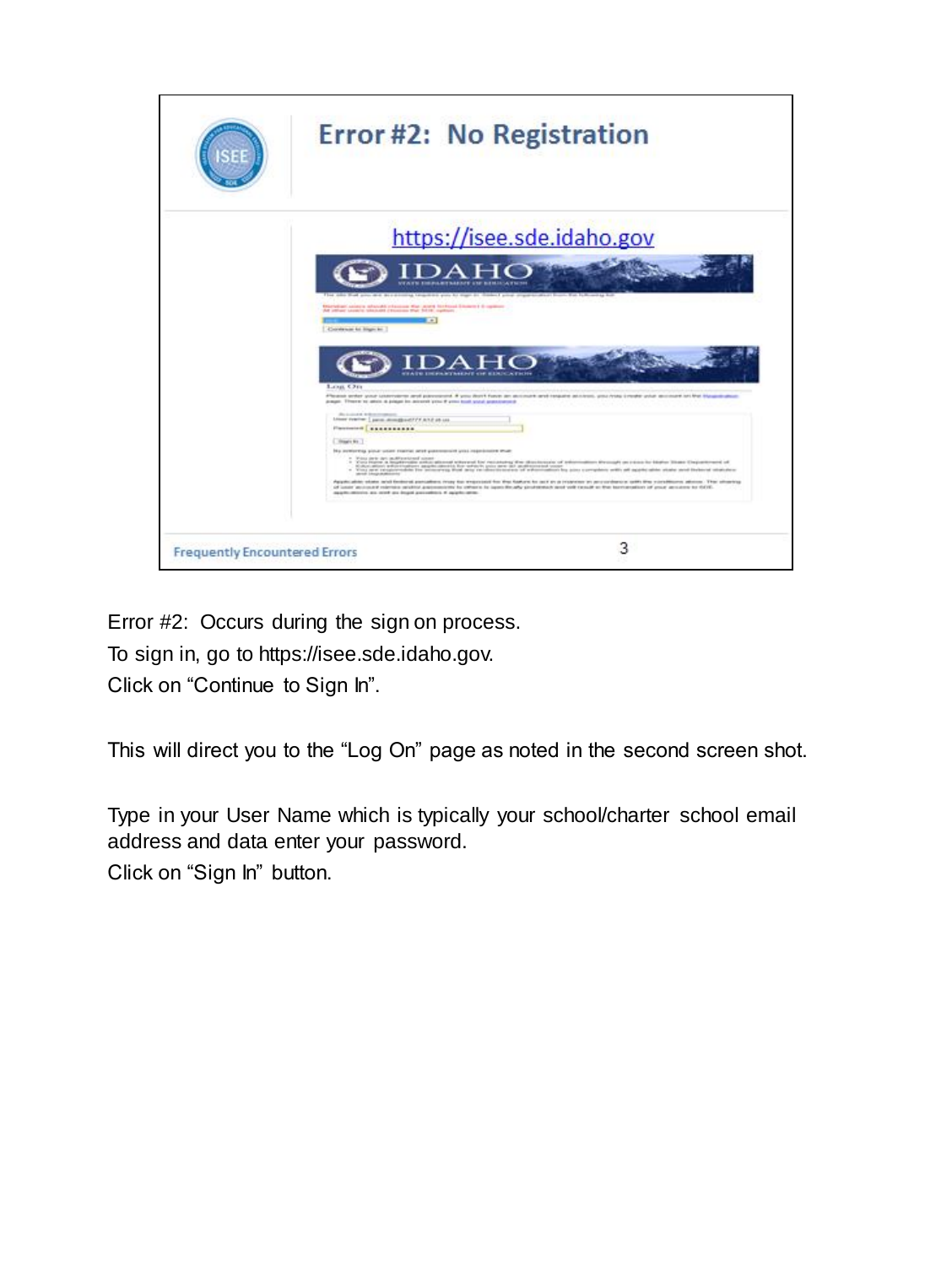## Error #2: No Registration

https://isee.sde.idaho.gov

Error #2: Occurs during the sign on process.
To sign in, go to https://isee.sde.idaho.gov.
Click on "Continue to Sign In".

This will direct you to the "Log On" page as noted in the second screen shot.

Type in your User Name which is typically your school/charter school email address and data enter your password.
Click on "Sign In" button.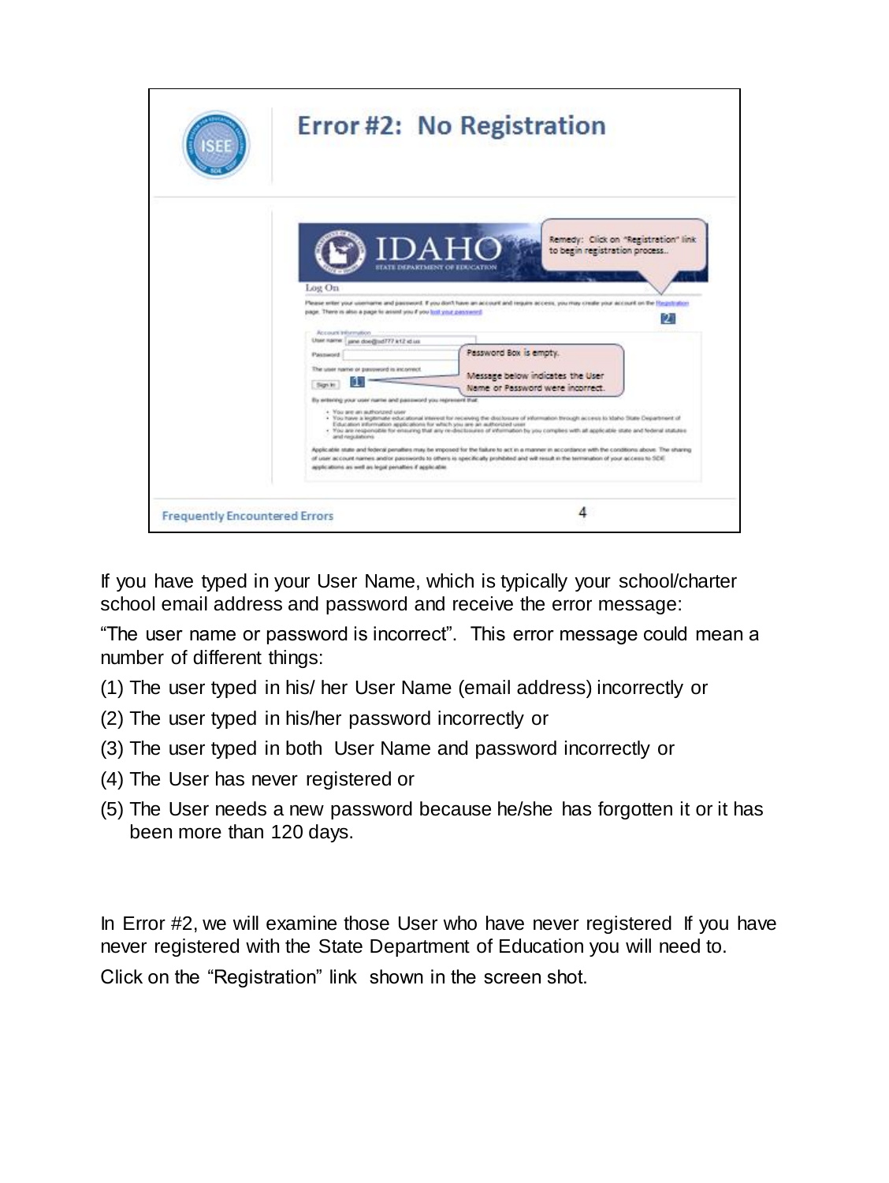# Error #2: No Registration

Remedy: Click on "Registration" link to begin registration process.

Password Box is empty.

Message below indicates the User Name or Password were incorrect.

Frequently Encountered Errors

If you have typed in your User Name, which is typically your school/charter school email address and password and receive the error message:

"The user name or password is incorrect". This error message could mean a number of different things:

(1) The user typed in his/ her User Name (email address) incorrectly or

(2) The user typed in his/her password incorrectly or

(3) The user typed in both User Name and password incorrectly or

(4) The User has never registered or

(5) The User needs a new password because he/she has forgotten it or it has been more than 120 days.

In Error #2, we will examine those User who have never registered If you have never registered with the State Department of Education you will need to.

Click on the "Registration" link shown in the screen shot.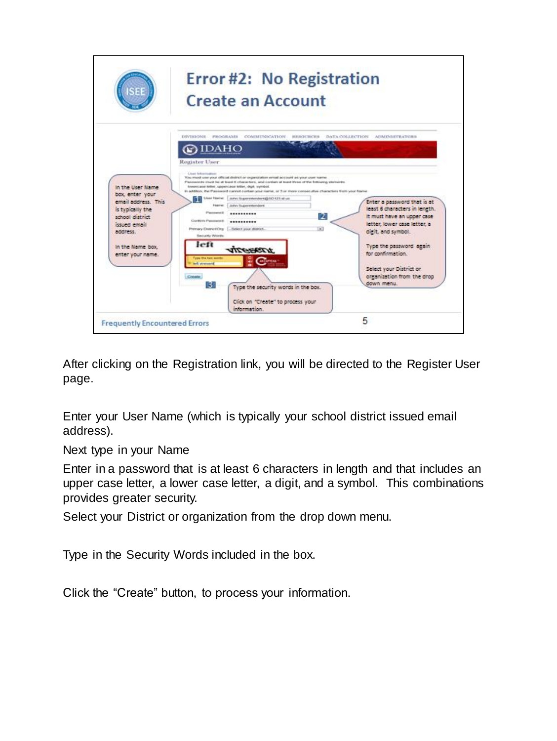## Error #2: No Registration
## Create an Account

In the User Name box, enter your email address. This is typically the school district issued email address.

In the Name box, enter your name.

Enter a password that is at least 6 characters in length. It must have an upper case letter, lower case letter, a digit, and symbol.

Type the password again for confirmation.

Select your District or organization from the drop down menu.

Type the security words in the box.

Click on "Create" to process your information.

Frequently Encountered Errors

After clicking on the Registration link, you will be directed to the Register User page.

Enter your User Name (which is typically your school district issued email address).

Next type in your Name

Enter in a password that is at least 6 characters in length and that includes an upper case letter, a lower case letter, a digit, and a symbol. This combinations provides greater security.

Select your District or organization from the drop down menu.

Type in the Security Words included in the box.

Click the "Create" button, to process your information.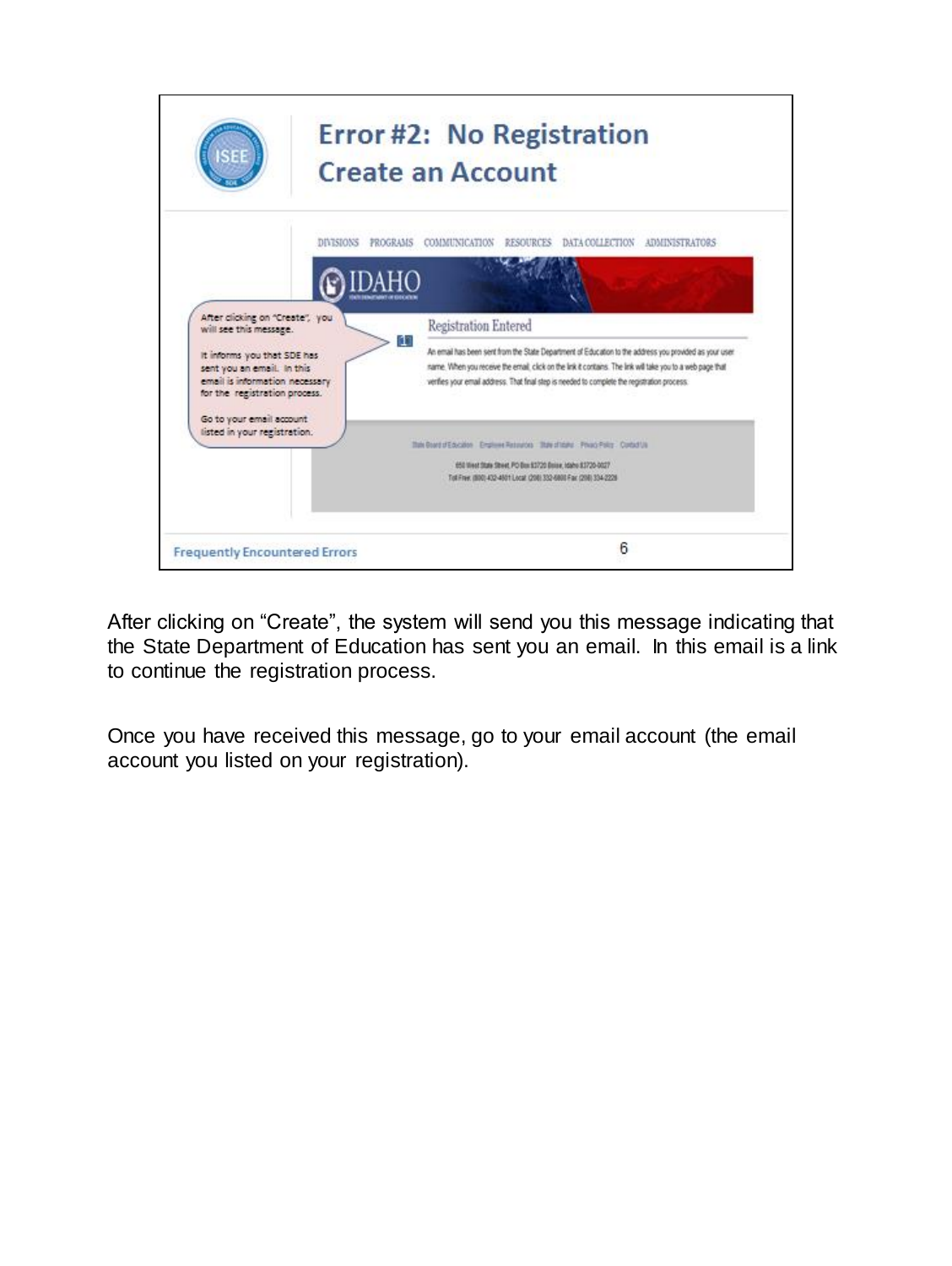## Error #2: No Registration Create an Account

DIVISIONS PROGRAMS COMMUNICATION RESOURCES DATA COLLECTION ADMINISTRATORS

IDAHO

After clicking on "Create", you will see this message.

It informs you that SDE has sent you an email. In this email is information necessary for the registration process.

Go to your email account listed in your registration.

1

**Registration Entered**

An email has been sent from the State Department of Education to the address you provided as your user name. When you receive the email, click on the link it contains. The link will take you to a web page that verifies your email address. That final step is needed to complete the registration process.

State Board of Education Employee Resources State of Idaho Privacy Policy Contact Us

650 West State Street, PO Box 83720 Boise, Idaho 83720-0027

Toll Free (800) 432-4601 Local (208) 332-6800 Fax (208) 334-2228

Frequently Encountered Errors

After clicking on "Create", the system will send you this message indicating that the State Department of Education has sent you an email. In this email is a link to continue the registration process.

Once you have received this message, go to your email account (the email account you listed on your registration).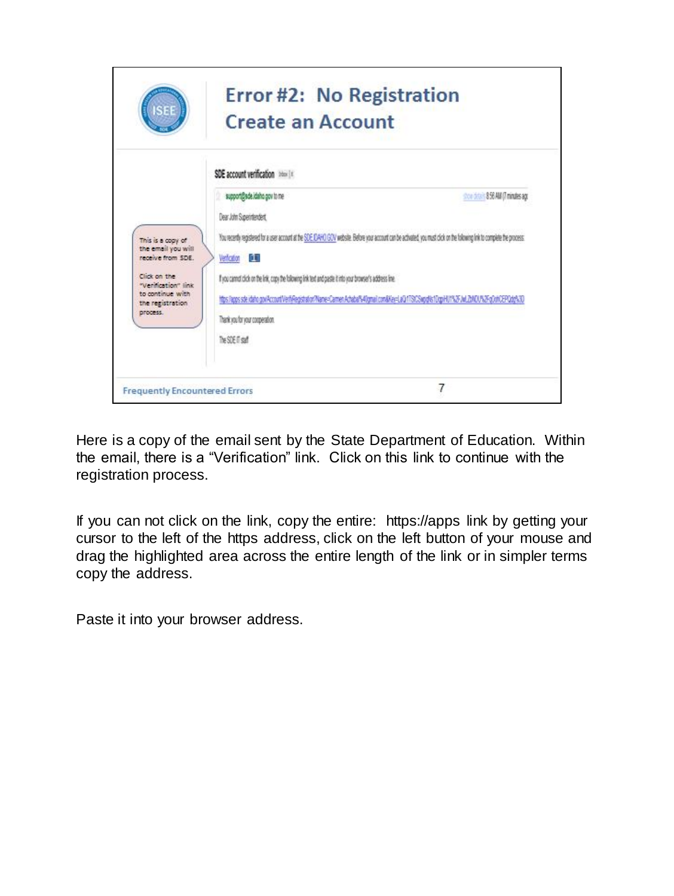# Error #2: No Registration
## Create an Account

SDE account verification

support@sde.idaho.gov to me

Dear John Superintendent,

You recently registered for a user account at the SDE.IDAHO.GOV website. Before your account can be activated, you must click on the following link to complete the process.

Verification

If you cannot click on the link, copy the following link text and paste it into your browser's address line.

https://apps.sde.idaho.gov/Account/VerifyRegistration?Name=Carmen.Achabal%40gmail.com&Key=LaQ1TSfCSwgdN1DgpHIJ1%2FJwLZbNDU%2FgOohCEPQdg%3D

Thank you for your cooperation.

The SDE IT staff

This is a copy of the email you will receive from SDE.

Click on the "Verification" link to continue with the registration process.

Frequently Encountered Errors

Here is a copy of the email sent by the State Department of Education. Within the email, there is a "Verification" link. Click on this link to continue with the registration process.

If you can not click on the link, copy the entire: https://apps link by getting your cursor to the left of the https address, click on the left button of your mouse and drag the highlighted area across the entire length of the link or in simpler terms copy the address.

Paste it into your browser address.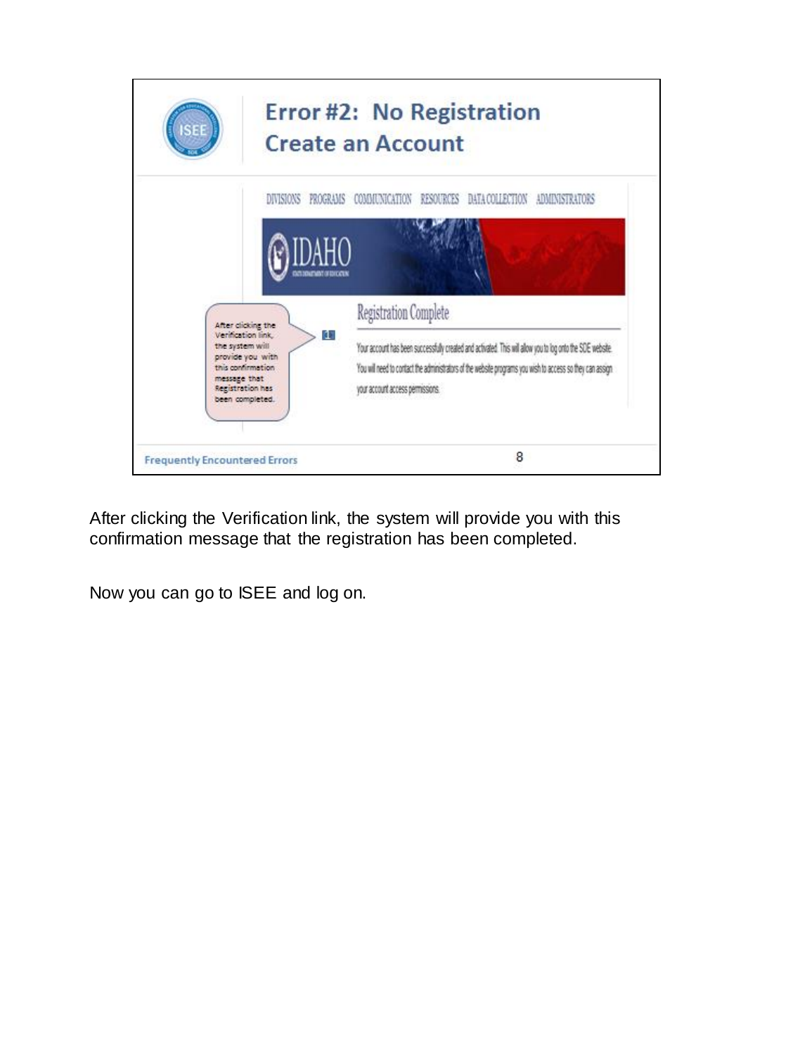## Error #2: No Registration Create an Account

DIVISIONS PROGRAMS COMMUNICATION RESOURCES DATA COLLECTION ADMINISTRATORS

IDAHO

STATE DEPARTMENT OF EDUCATION

After clicking the Verification link, the system will provide you with this confirmation message that Registration has been completed.

1

### Registration Complete

Your account has been successfully created and activated. This will allow you to log onto the SDE website. You will need to contact the administrators of the website programs you wish to access so they can assign your account access permissions.

Frequently Encountered Errors

After clicking the Verification link, the system will provide you with this confirmation message that the registration has been completed.

Now you can go to ISEE and log on.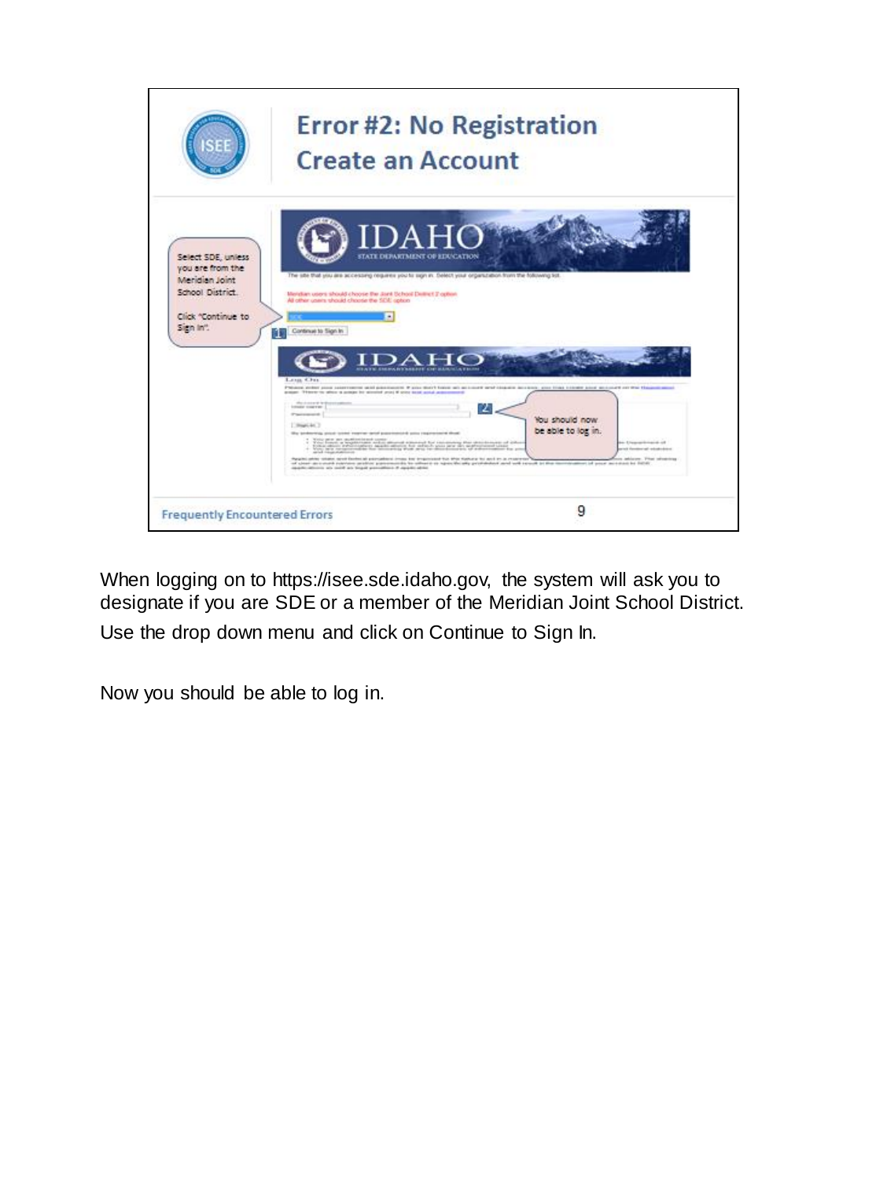# Error #2: No Registration Create an Account

Select SDE, unless you are from the Meridian Joint School District.

Click "Continue to Sign In".

You should now be able to log in.

When logging on to https://isee.sde.idaho.gov, the system will ask you to designate if you are SDE or a member of the Meridian Joint School District. Use the drop down menu and click on Continue to Sign In.

Now you should be able to log in.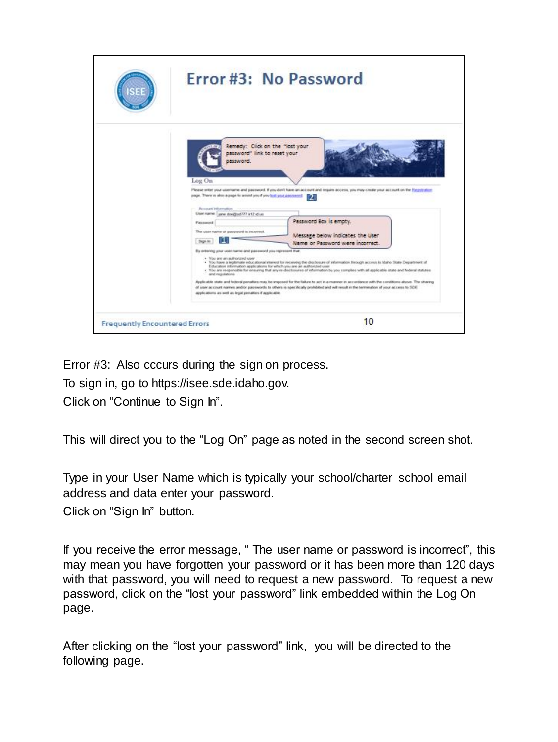## Error #3: No Password

Remedy: Click on the "lost your password" link to reset your password.

Password Box is empty.

Message below indicates the User Name or Password were incorrect.

Frequently Encountered Errors

Error #3: Also cccurs during the sign on process.

To sign in, go to https://isee.sde.idaho.gov.

Click on "Continue to Sign In".

This will direct you to the "Log On" page as noted in the second screen shot.

Type in your User Name which is typically your school/charter school email address and data enter your password.

Click on "Sign In" button.

If you receive the error message, " The user name or password is incorrect", this may mean you have forgotten your password or it has been more than 120 days with that password, you will need to request a new password. To request a new password, click on the "lost your password" link embedded within the Log On page.

After clicking on the "lost your password" link, you will be directed to the following page.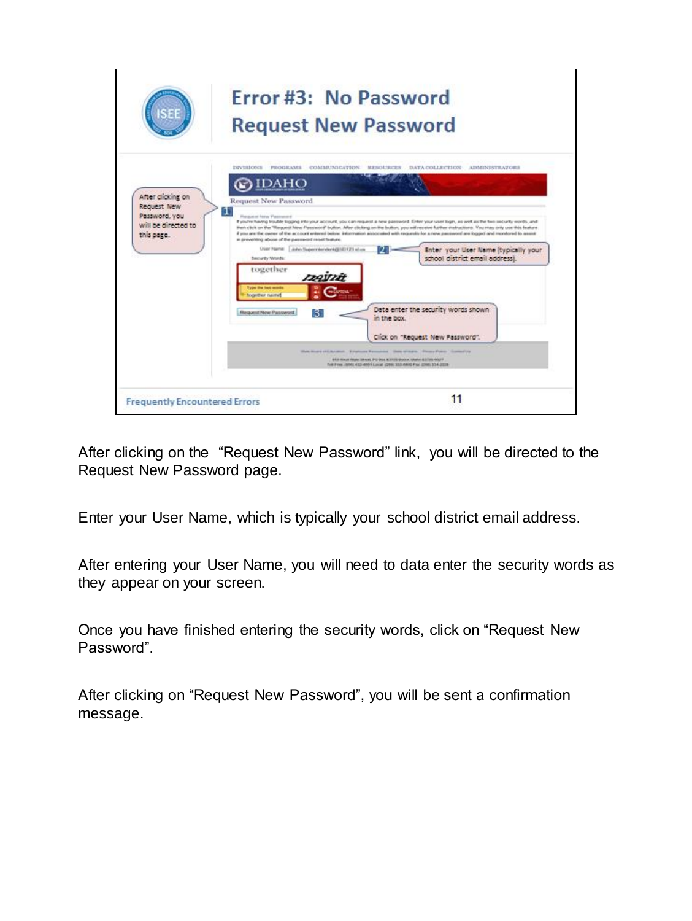# Error #3: No Password
## Request New Password

After clicking on Request New Password, you will be directed to this page.

Enter your User Name (typically your school district email address).

Data enter the security words shown in the box.

Click on "Request New Password".

After clicking on the "Request New Password" link, you will be directed to the Request New Password page.

Enter your User Name, which is typically your school district email address.

After entering your User Name, you will need to data enter the security words as they appear on your screen.

Once you have finished entering the security words, click on "Request New Password".

After clicking on "Request New Password", you will be sent a confirmation message.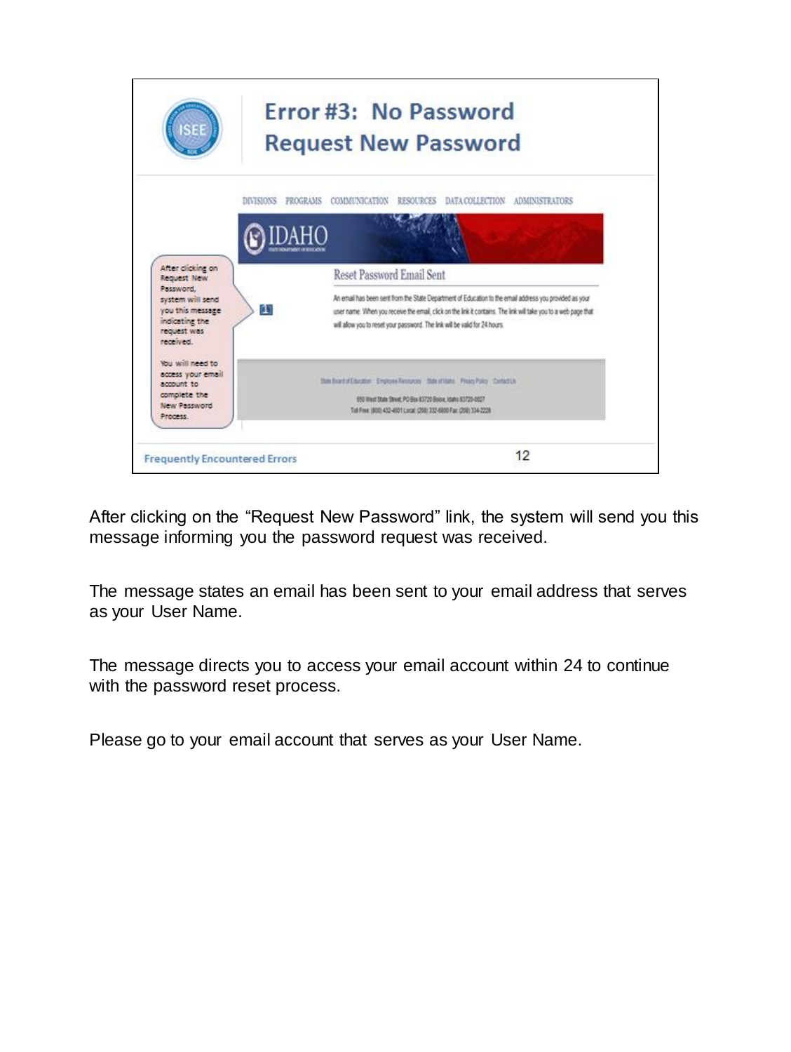# Error #3: No Password Request New Password

DIVISIONS PROGRAMS COMMUNICATION RESOURCES DATA COLLECTION ADMINISTRATORS

IDAHO

After clicking on Request New Password, system will send you this message indicating the request was received.

You will need to access your email account to complete the New Password Process.

1

**Reset Password Email Sent**

An email has been sent from the State Department of Education to the email address you provided as your user name. When you receive the email, click on the link it contains. The link will take you to a web page that will allow you to reset your password. The link will be valid for 24 hours.

Frequently Encountered Errors

After clicking on the "Request New Password" link, the system will send you this message informing you the password request was received.

The message states an email has been sent to your email address that serves as your User Name.

The message directs you to access your email account within 24 to continue with the password reset process.

Please go to your email account that serves as your User Name.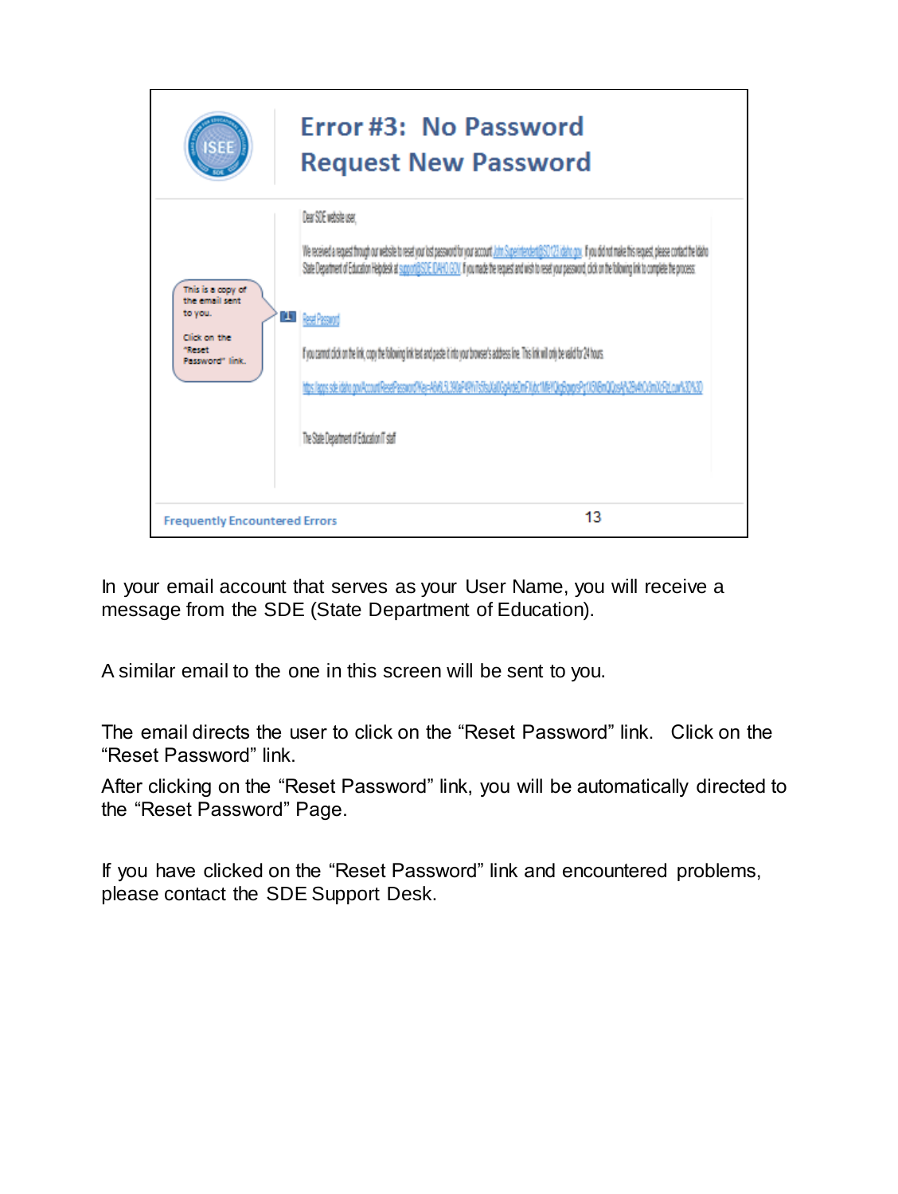## Error #3: No Password Request New Password

This is a copy of the email sent to you.

Click on the "Reset Password" link.

Dear SDE website user,

We received a request through our website to reset your lost password for your account John.Superintendent@SD121.idaho.gov. If you did not make this request, please contact the Idaho State Department of Education Helpdesk at support@SDE.IDAHO.GOV. If you made the request and wish to reset your password, click on the following link to complete the process.

Reset Password

If you cannot click on the link, copy the following link text and paste it into your browser's address line. This link will only be valid for 24 hours.

https://apps.sde.idaho.gov/Account/ResetPassword?key=...

The State Department of Education IT staff

Frequently Encountered Errors

In your email account that serves as your User Name, you will receive a message from the SDE (State Department of Education).

A similar email to the one in this screen will be sent to you.

The email directs the user to click on the "Reset Password" link. Click on the "Reset Password" link.

After clicking on the "Reset Password" link, you will be automatically directed to the "Reset Password" Page.

If you have clicked on the "Reset Password" link and encountered problems, please contact the SDE Support Desk.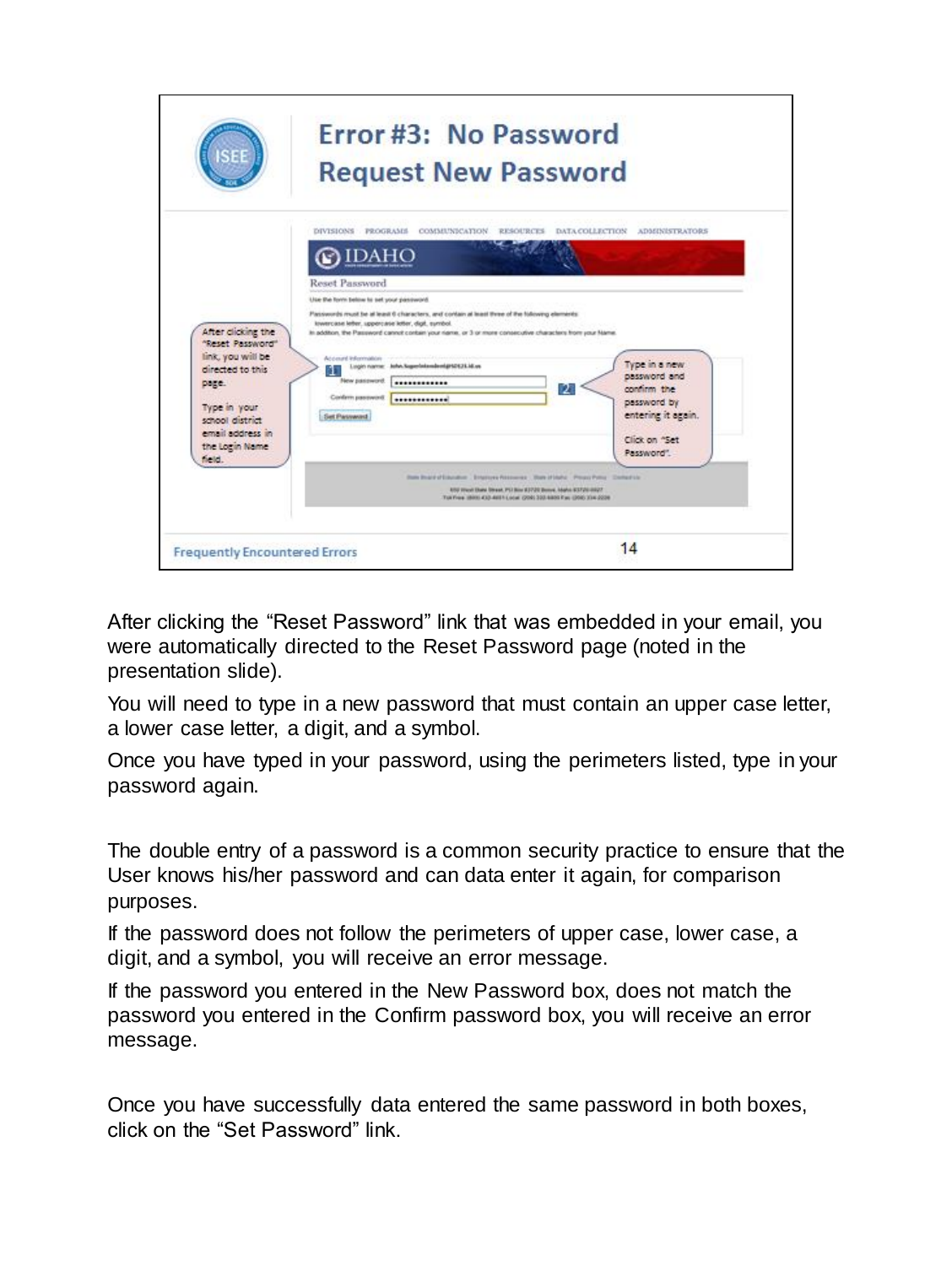## Error #3: No Password
## Request New Password

After clicking the "Reset Password" link, you will be directed to this page.

Type in your school district email address in the Login Name field.

Type in a new password and confirm the password by entering it again.

Click on "Set Password".

Frequently Encountered Errors

After clicking the "Reset Password" link that was embedded in your email, you were automatically directed to the Reset Password page (noted in the presentation slide).

You will need to type in a new password that must contain an upper case letter, a lower case letter, a digit, and a symbol.

Once you have typed in your password, using the perimeters listed, type in your password again.

The double entry of a password is a common security practice to ensure that the User knows his/her password and can data enter it again, for comparison purposes.

If the password does not follow the perimeters of upper case, lower case, a digit, and a symbol, you will receive an error message.

If the password you entered in the New Password box, does not match the password you entered in the Confirm password box, you will receive an error message.

Once you have successfully data entered the same password in both boxes, click on the "Set Password" link.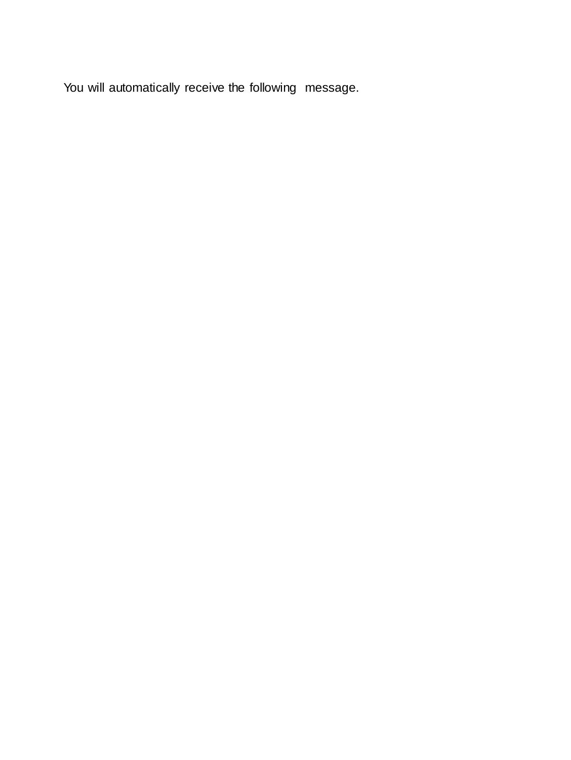You will automatically receive the following message.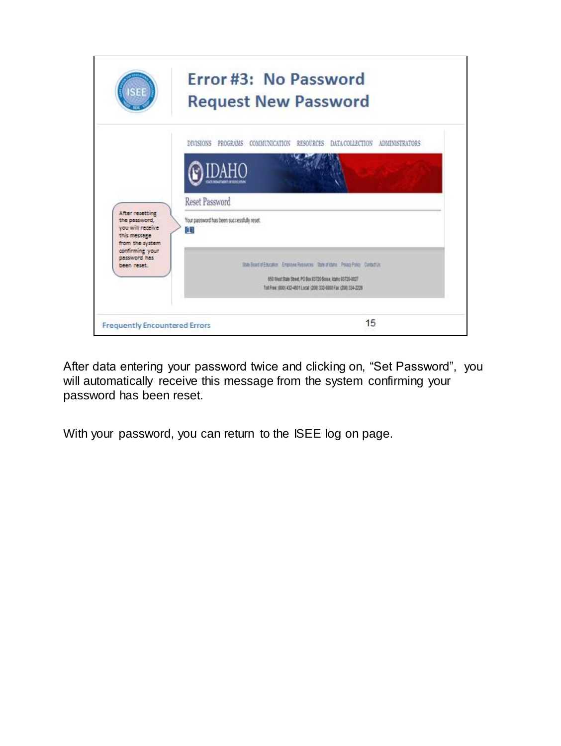## Error #3: No Password
## Request New Password

DIVISIONS PROGRAMS COMMUNICATION RESOURCES DATA COLLECTION ADMINISTRATORS

IDAHO

Reset Password

Your password has been successfully reset.

After resetting the password, you will receive this message from the system confirming your password has been reset.

Frequently Encountered Errors

15

After data entering your password twice and clicking on, “Set Password”, you will automatically receive this message from the system confirming your password has been reset.

With your password, you can return to the ISEE log on page.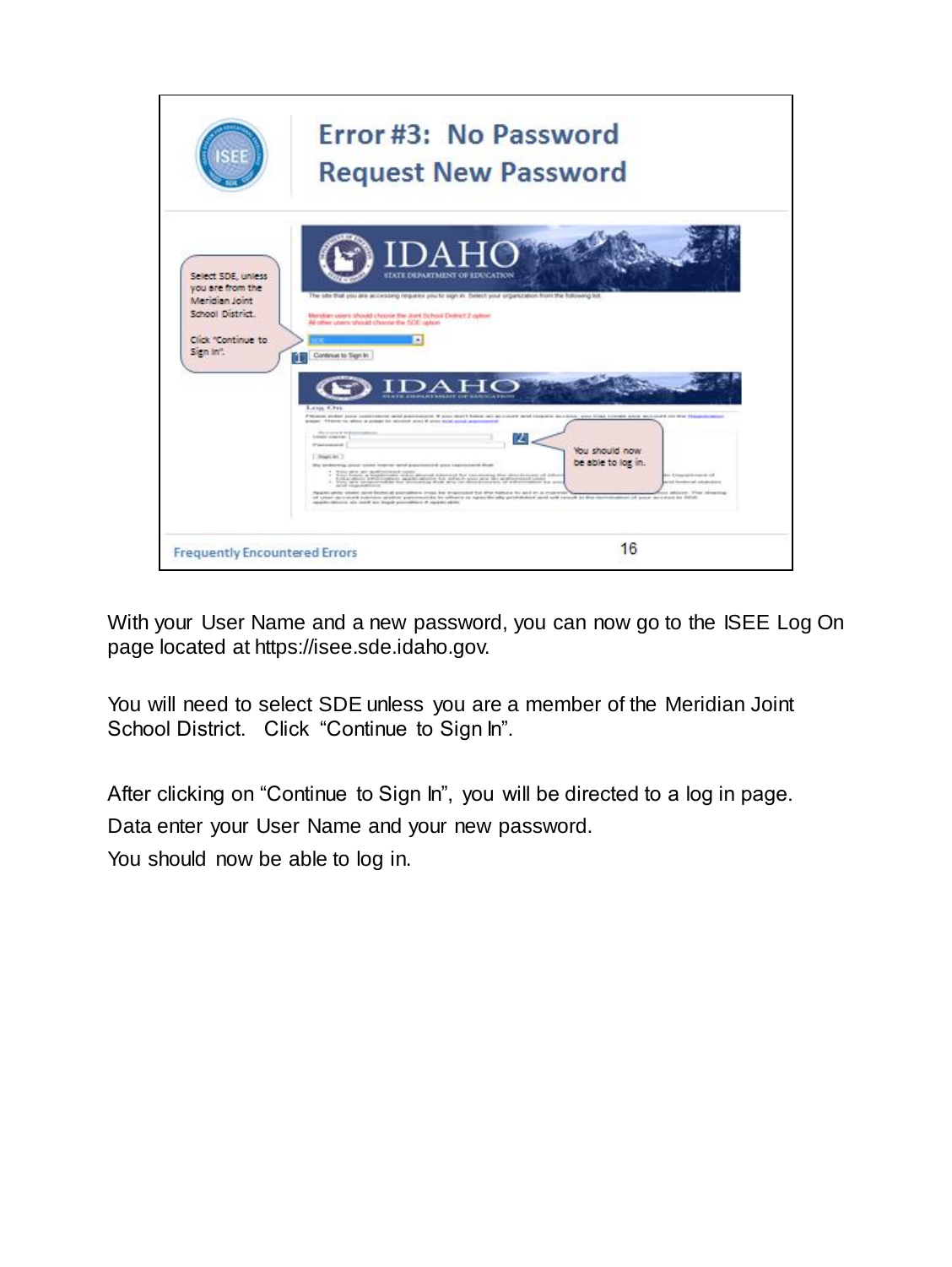## Error #3: No Password
## Request New Password

Select SDE, unless you are from the Meridian Joint School District.

Click "Continue to Sign In".

You should now be able to log in.

Frequently Encountered Errors

With your User Name and a new password, you can now go to the ISEE Log On page located at https://isee.sde.idaho.gov.

You will need to select SDE unless you are a member of the Meridian Joint School District. Click "Continue to Sign In".

After clicking on "Continue to Sign In", you will be directed to a log in page.

Data enter your User Name and your new password.

You should now be able to log in.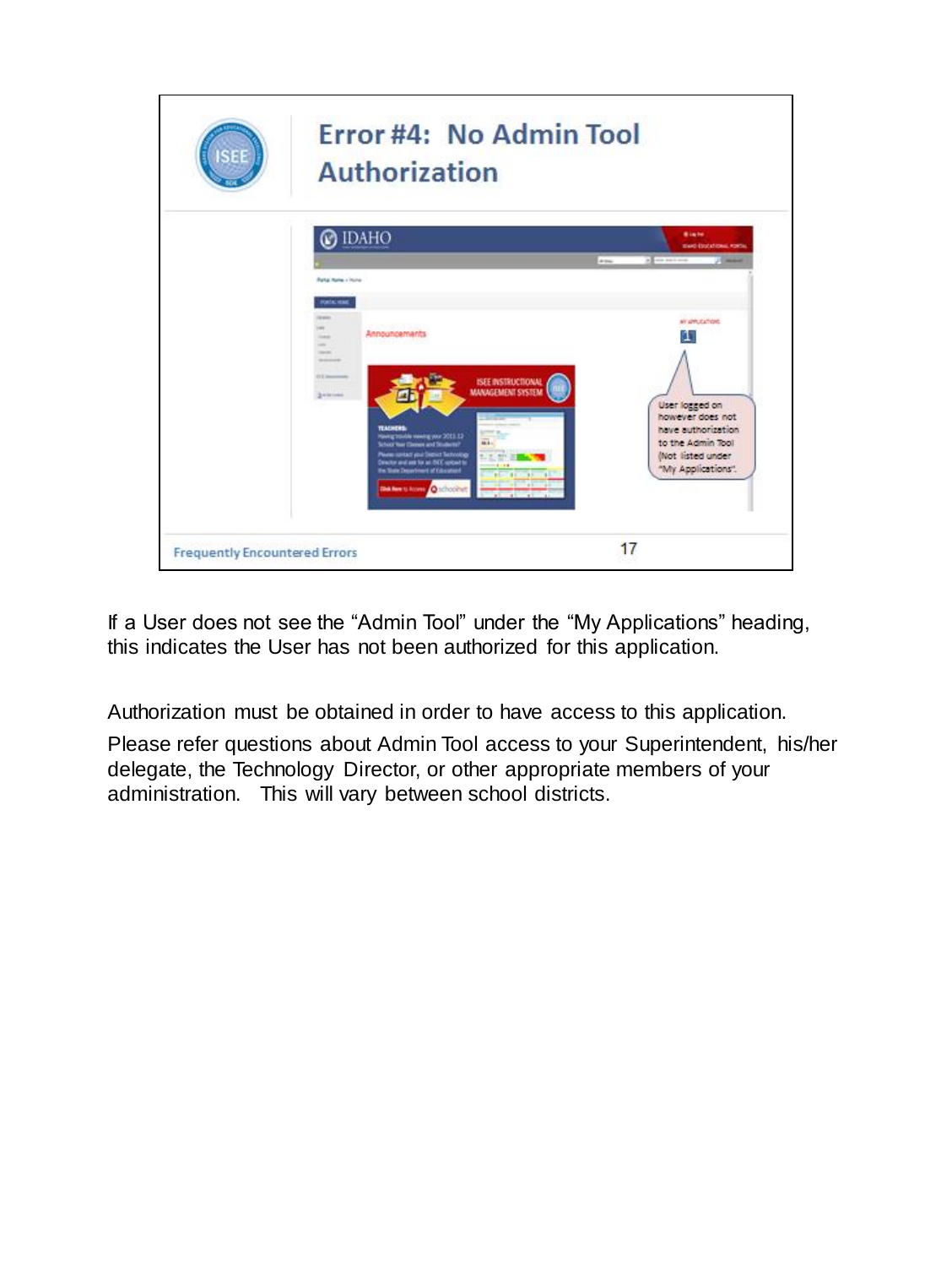## Error #4: No Admin Tool Authorization

User logged on however does not have authorization to the Admin Tool (Not listed under "My Applications".

Frequently Encountered Errors

If a User does not see the "Admin Tool" under the "My Applications" heading, this indicates the User has not been authorized for this application.

Authorization must be obtained in order to have access to this application.

Please refer questions about Admin Tool access to your Superintendent, his/her delegate, the Technology Director, or other appropriate members of your administration. This will vary between school districts.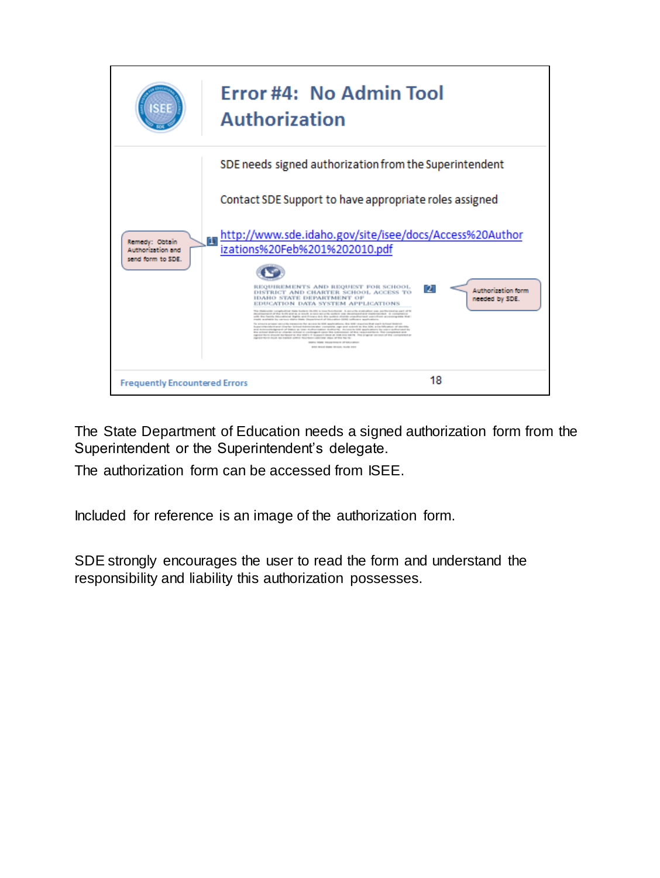## Error #4: No Admin Tool Authorization

SDE needs signed authorization from the Superintendent

Contact SDE Support to have appropriate roles assigned

[1] http://www.sde.idaho.gov/site/isee/docs/Access%20Authorizations%20Feb%201%202010.pdf

Remedy: Obtain Authorization and send form to SDE.

REQUIREMENTS AND REQUEST FOR SCHOOL DISTRICT AND CHARTER SCHOOL ACCESS TO IDAHO STATE DEPARTMENT OF EDUCATION DATA SYSTEM APPLICATIONS

[2] Authorization form needed by SDE.

Frequently Encountered Errors

The State Department of Education needs a signed authorization form from the Superintendent or the Superintendent's delegate.

The authorization form can be accessed from ISEE.

Included for reference is an image of the authorization form.

SDE strongly encourages the user to read the form and understand the responsibility and liability this authorization possesses.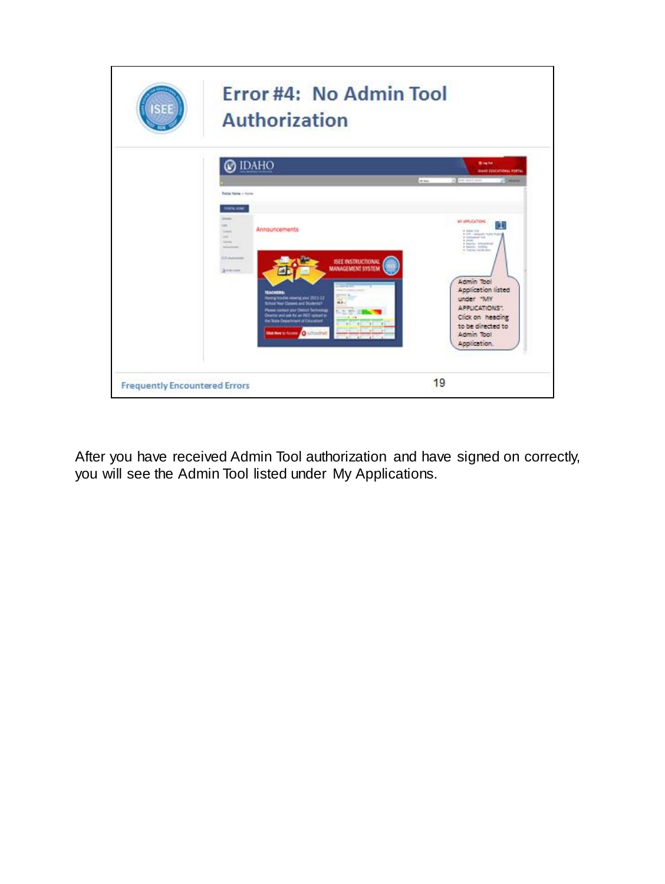## Error #4: No Admin Tool Authorization

Admin Tool Application listed under "MY APPLICATIONS". Click on heading to be directed to Admin Tool Application.

Frequently Encountered Errors

After you have received Admin Tool authorization and have signed on correctly, you will see the Admin Tool listed under My Applications.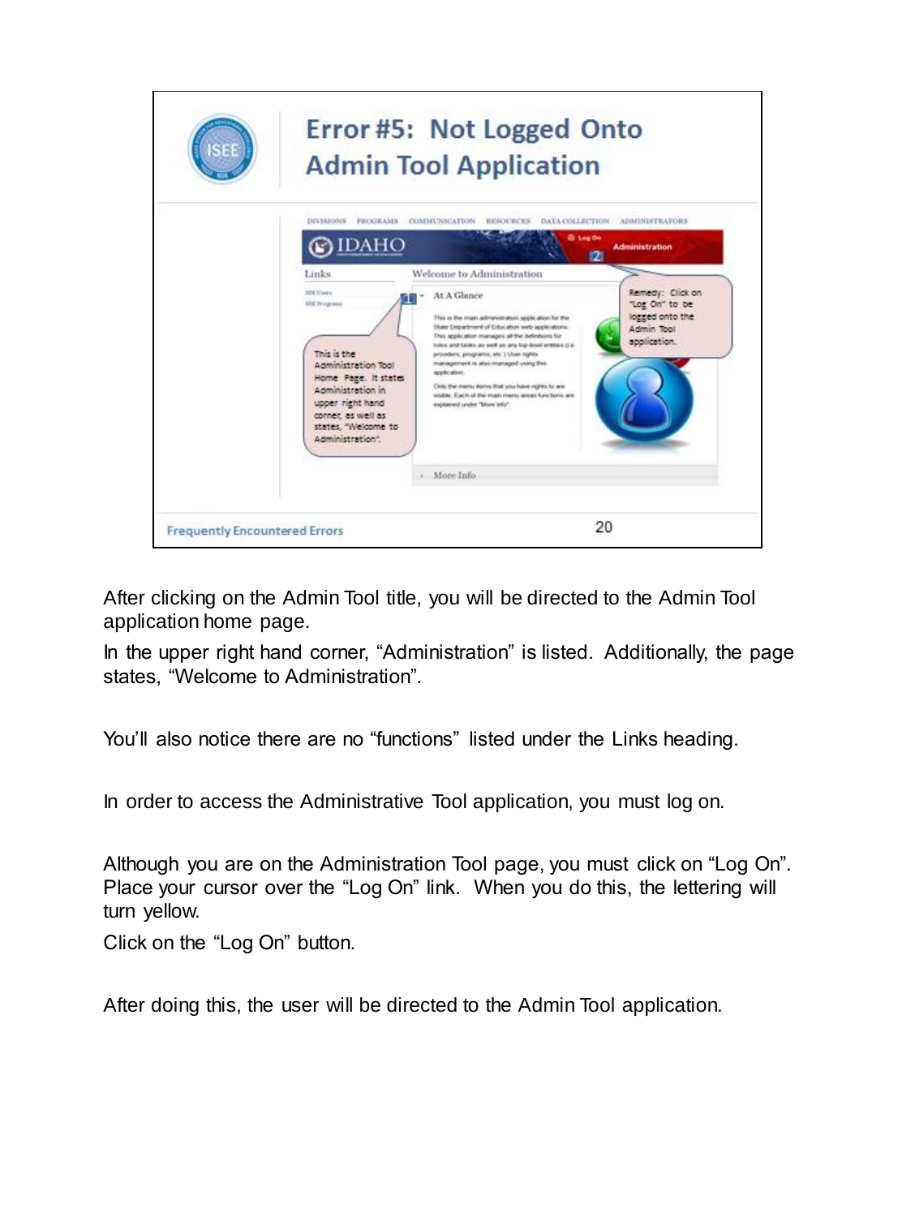## Error #5: Not Logged Onto Admin Tool Application

This is the Administration Tool Home Page. It states Administration in upper right hand corner, as well as states, "Welcome to Administration".

Remedy: Click on "Log On" to be logged onto the Admin Tool application.

Frequently Encountered Errors

After clicking on the Admin Tool title, you will be directed to the Admin Tool application home page.

In the upper right hand corner, "Administration" is listed. Additionally, the page states, "Welcome to Administration".

You'll also notice there are no "functions" listed under the Links heading.

In order to access the Administrative Tool application, you must log on.

Although you are on the Administration Tool page, you must click on "Log On". Place your cursor over the "Log On" link. When you do this, the lettering will turn yellow.

Click on the "Log On" button.

After doing this, the user will be directed to the Admin Tool application.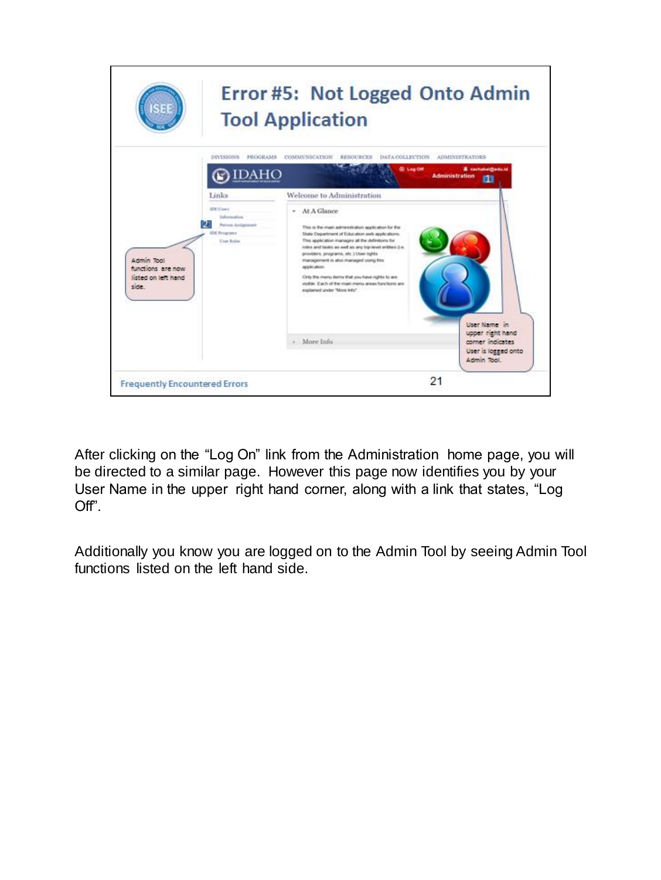## Error #5: Not Logged Onto Admin Tool Application

Admin Tool functions are now listed on left hand side.

User Name in upper right hand corner indicates User is logged onto Admin Tool.

Frequently Encountered Errors

After clicking on the "Log On" link from the Administration home page, you will be directed to a similar page. However this page now identifies you by your User Name in the upper right hand corner, along with a link that states, "Log Off".

Additionally you know you are logged on to the Admin Tool by seeing Admin Tool functions listed on the left hand side.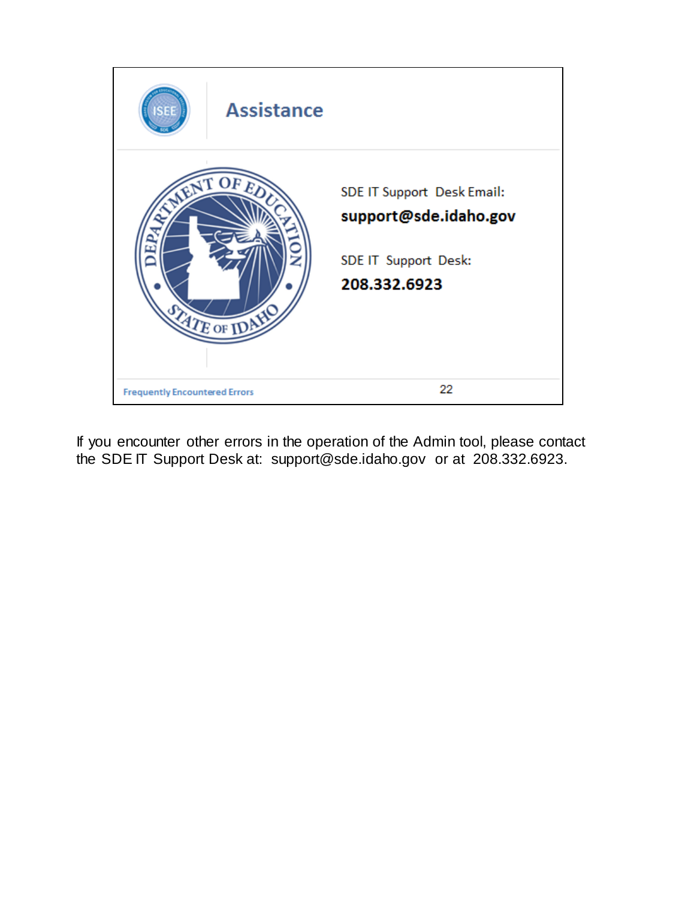## Assistance

SDE IT Support Desk Email:

**support@sde.idaho.gov**

SDE IT Support Desk:

**208.332.6923**

Frequently Encountered Errors

If you encounter other errors in the operation of the Admin tool, please contact the SDE IT Support Desk at: support@sde.idaho.gov or at 208.332.6923.